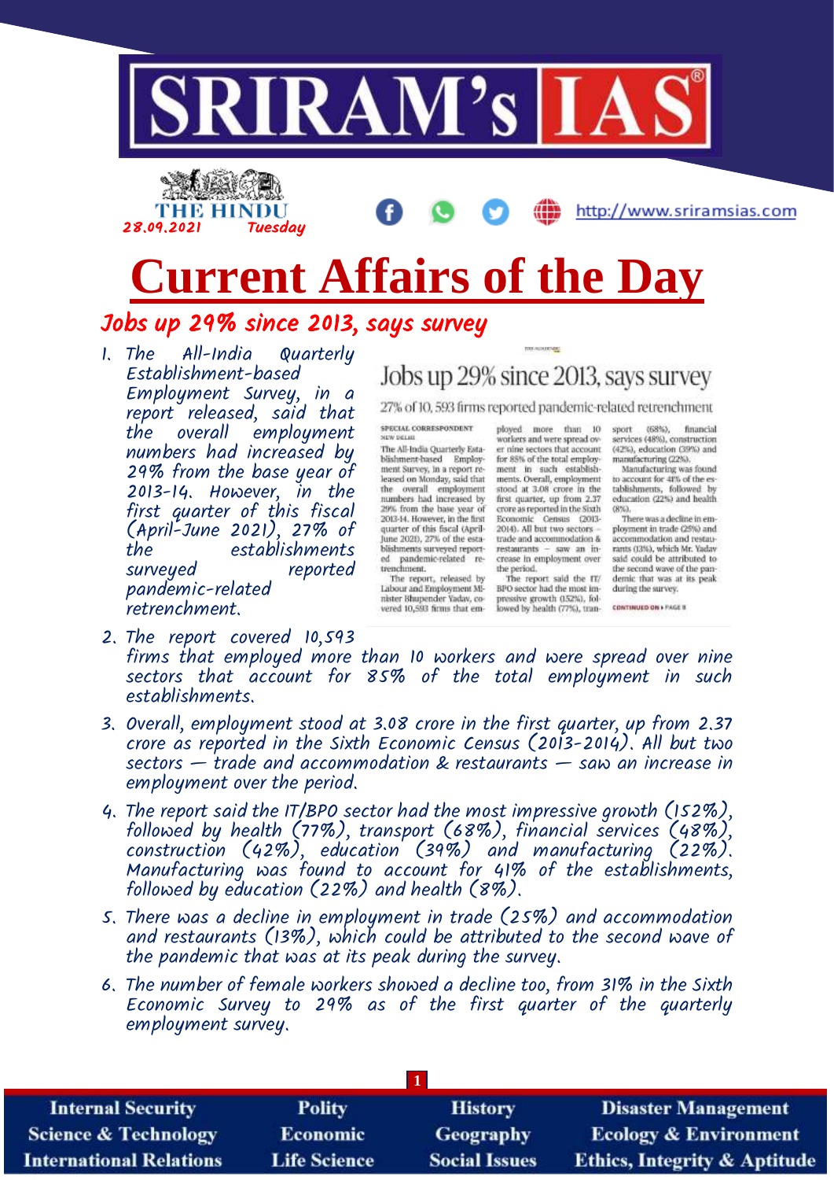# Current Affairs of the Day

THE HINDU 28.09.2021 Tuesday

http://www.sriramsias.com

## Jobs up 29% since 2013, says survey

1. The All-India Quarterly Establishment-based Employment Survey, in a report released, said that the overall employment numbers had increased by 29% from the base year of 2013-14. However, in the first quarter of this fiscal (April-June 2021), 27% of the establishments surveyed reported pandemic-related retrenchment.
2. The report covered 10,593 firms that employed more than 10 workers and were spread over nine sectors that account for 85% of the total employment in such establishments.
3. Overall, employment stood at 3.08 crore in the first quarter, up from 2.37 crore as reported in the Sixth Economic Census (2013-2014). All but two sectors — trade and accommodation & restaurants — saw an increase in employment over the period.
4. The report said the IT/BPO sector had the most impressive growth (152%), followed by health (77%), transport (68%), financial services (48%), construction (42%), education (39%) and manufacturing (22%). Manufacturing was found to account for 41% of the establishments, followed by education (22%) and health (8%).
5. There was a decline in employment in trade (25%) and accommodation and restaurants (13%), which could be attributed to the second wave of the pandemic that was at its peak during the survey.
6. The number of female workers showed a decline too, from 31% in the Sixth Economic Survey to 29% as of the first quarter of the quarterly employment survey.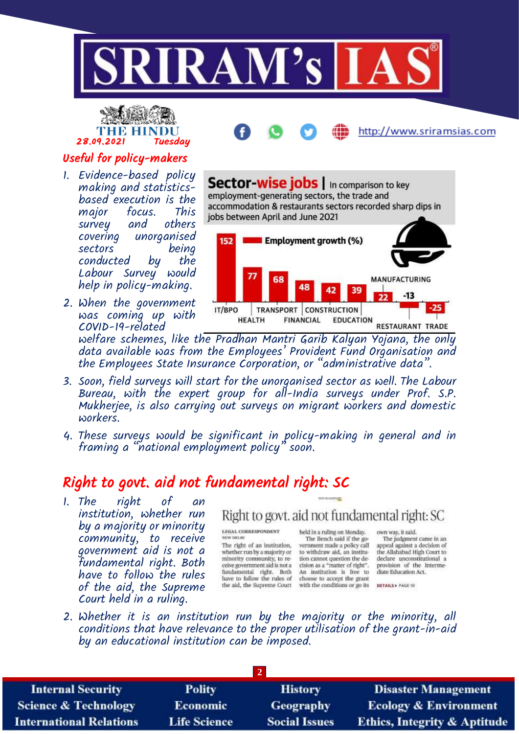## Useful for policy-makers

1. Evidence-based policy making and statistics-based execution is the major focus. This survey and others covering unorganised sectors being conducted by the Labour Survey would help in policy-making.
2. When the government was coming up with COVID-19-related welfare schemes, like the Pradhan Mantri Garib Kalyan Yojana, the only data available was from the Employees' Provident Fund Organisation and the Employees State Insurance Corporation, or "administrative data".
3. Soon, field surveys will start for the unorganised sector as well. The Labour Bureau, with the expert group for all-India surveys under Prof. S.P. Mukherjee, is also carrying out surveys on migrant workers and domestic workers.
4. These surveys would be significant in policy-making in general and in framing a "national employment policy" soon.

**Sector-wise jobs** | In comparison to key employment-generating sectors, the trade and accommodation & restaurants sectors recorded sharp dips in jobs between April and June 2021

Employment growth (%)

| Sector | Employment growth (%) |
|---|---|
| IT/BPO | 152 |
| HEALTH | 77 |
| TRANSPORT | 68 |
| FINANCIAL | 48 |
| CONSTRUCTION | 42 |
| EDUCATION | 39 |
| MANUFACTURING | 22 |
| RESTAURANT | -13 |
| TRADE | -25 |

## Right to govt. aid not fundamental right: SC

1. The right of an institution, whether run by a majority or minority community, to receive government aid is not a fundamental right. Both have to follow the rules of the aid, the Supreme Court held in a ruling.
2. Whether it is an institution run by the majority or the minority, all conditions that have relevance to the proper utilisation of the grant-in-aid by an educational institution can be imposed.

**Right to govt. aid not fundamental right: SC**

LEGAL CORRESPONDENT
NEW DELHI

The right of an institution, whether run by a majority or minority community, to receive government aid is not a fundamental right. Both have to follow the rules of the aid, the Supreme Court held in a ruling on Monday.

The Bench said if the government made a policy call to withdraw aid, an institution cannot question the decision as a "matter of right". An institution is free to choose to accept the grant with the conditions or go its own way, it said.

The judgment came in an appeal against a decision of the Allahabad High Court to declare unconstitutional a provision of the Intermediate Education Act.

DETAILS ▸ PAGE 10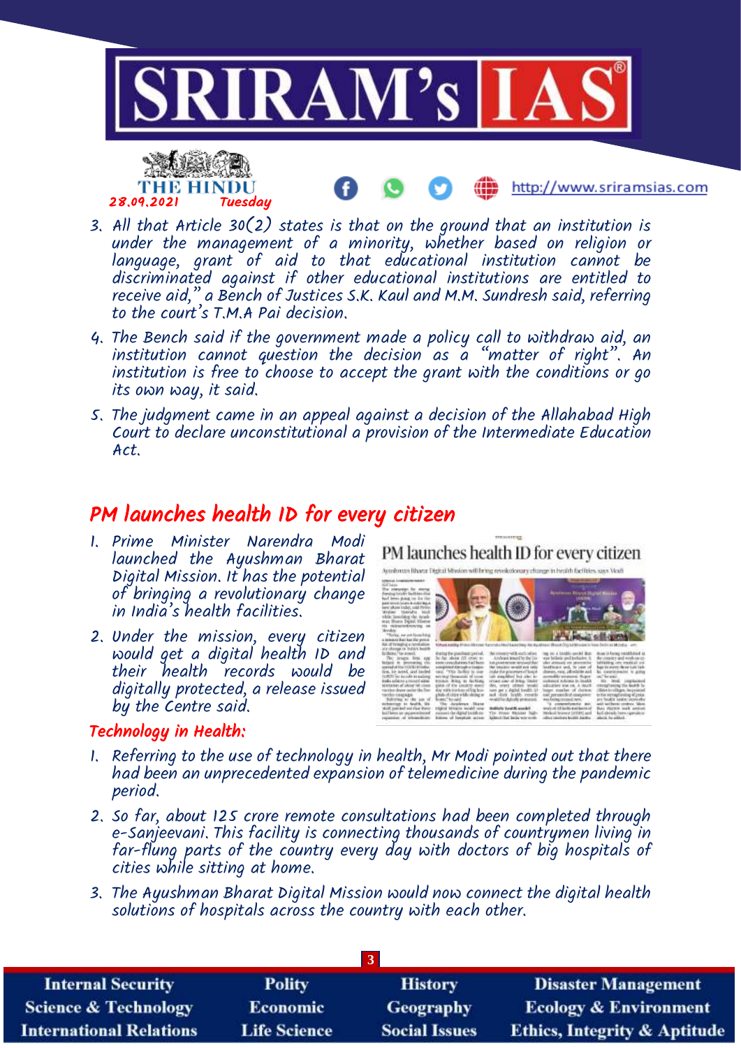3. All that Article 30(2) states is that on the ground that an institution is under the management of a minority, whether based on religion or language, grant of aid to that educational institution cannot be discriminated against if other educational institutions are entitled to receive aid," a Bench of Justices S.K. Kaul and M.M. Sundresh said, referring to the court's T.M.A Pai decision.
4. The Bench said if the government made a policy call to withdraw aid, an institution cannot question the decision as a "matter of right". An institution is free to choose to accept the grant with the conditions or go its own way, it said.
5. The judgment came in an appeal against a decision of the Allahabad High Court to declare unconstitutional a provision of the Intermediate Education Act.

## PM launches health ID for every citizen

1. Prime Minister Narendra Modi launched the Ayushman Bharat Digital Mission. It has the potential of bringing a revolutionary change in India's health facilities.
2. Under the mission, every citizen would get a digital health ID and their health records would be digitally protected, a release issued by the Centre said.

### Technology in Health:

1. Referring to the use of technology in health, Mr Modi pointed out that there had been an unprecedented expansion of telemedicine during the pandemic period.
2. So far, about 125 crore remote consultations had been completed through e-Sanjeevani. This facility is connecting thousands of countrymen living in far-flung parts of the country every day with doctors of big hospitals of cities while sitting at home.
3. The Ayushman Bharat Digital Mission would now connect the digital health solutions of hospitals across the country with each other.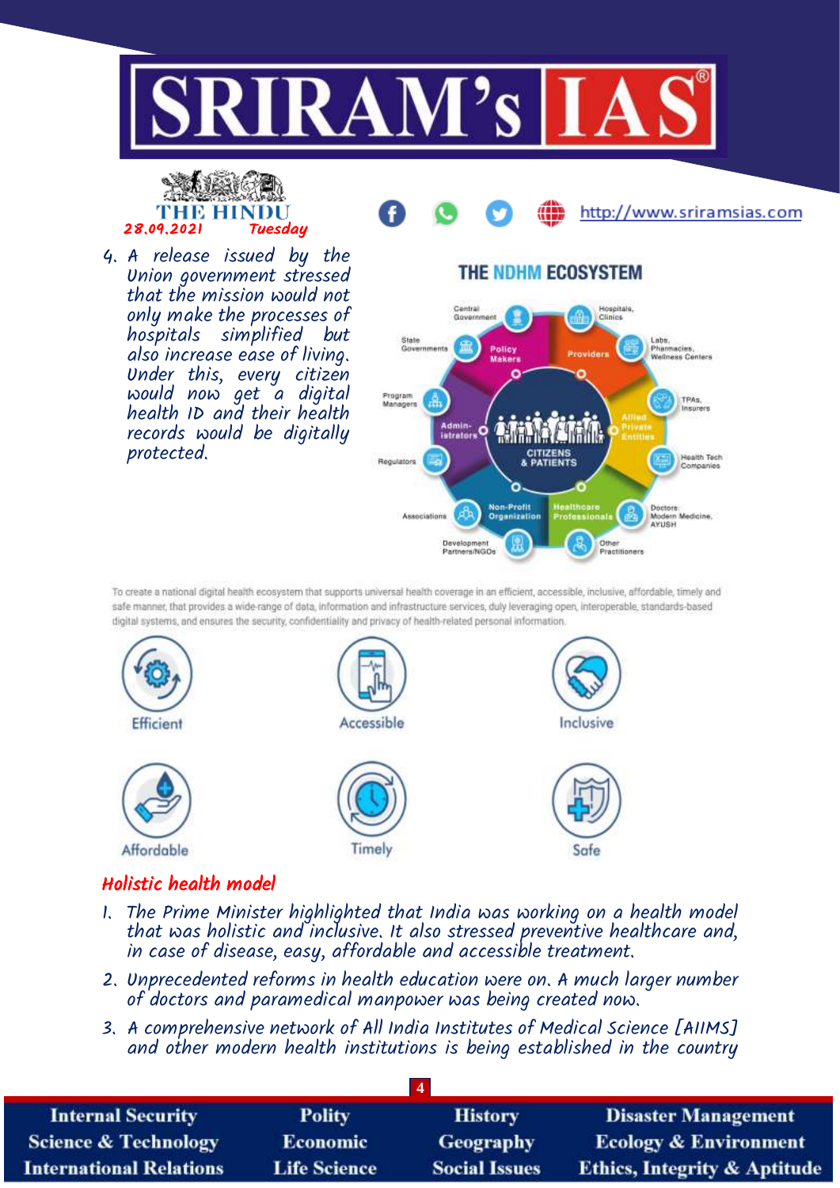4. A release issued by the Union government stressed that the mission would not only make the processes of hospitals simplified but also increase ease of living. Under this, every citizen would now get a digital health ID and their health records would be digitally protected.

**THE NDHM ECOSYSTEM**

Central Government, Hospitals, Clinics, State Governments, Policy Makers, Providers, Labs, Pharmacies, Wellness Centers, Program Managers, TPAs, Insurers, Administrators, Allied Private Entities, CITIZENS & PATIENTS, Regulators, Health Tech Companies, Associations, Non-Profit Organization, Healthcare Professionals, Doctors: Modern Medicine, AYUSH, Development Partners/NGOs, Other Practitioners

To create a national digital health ecosystem that supports universal health coverage in an efficient, accessible, inclusive, affordable, timely and safe manner, that provides a wide-range of data, information and infrastructure services, duly leveraging open, interoperable, standards-based digital systems, and ensures the security, confidentiality and privacy of health-related personal information.

Efficient | Accessible | Inclusive | Affordable | Timely | Safe

## Holistic health model

1. The Prime Minister highlighted that India was working on a health model that was holistic and inclusive. It also stressed preventive healthcare and, in case of disease, easy, affordable and accessible treatment.
2. Unprecedented reforms in health education were on. A much larger number of doctors and paramedical manpower was being created now.
3. A comprehensive network of All India Institutes of Medical Science [AIIMS] and other modern health institutions is being established in the country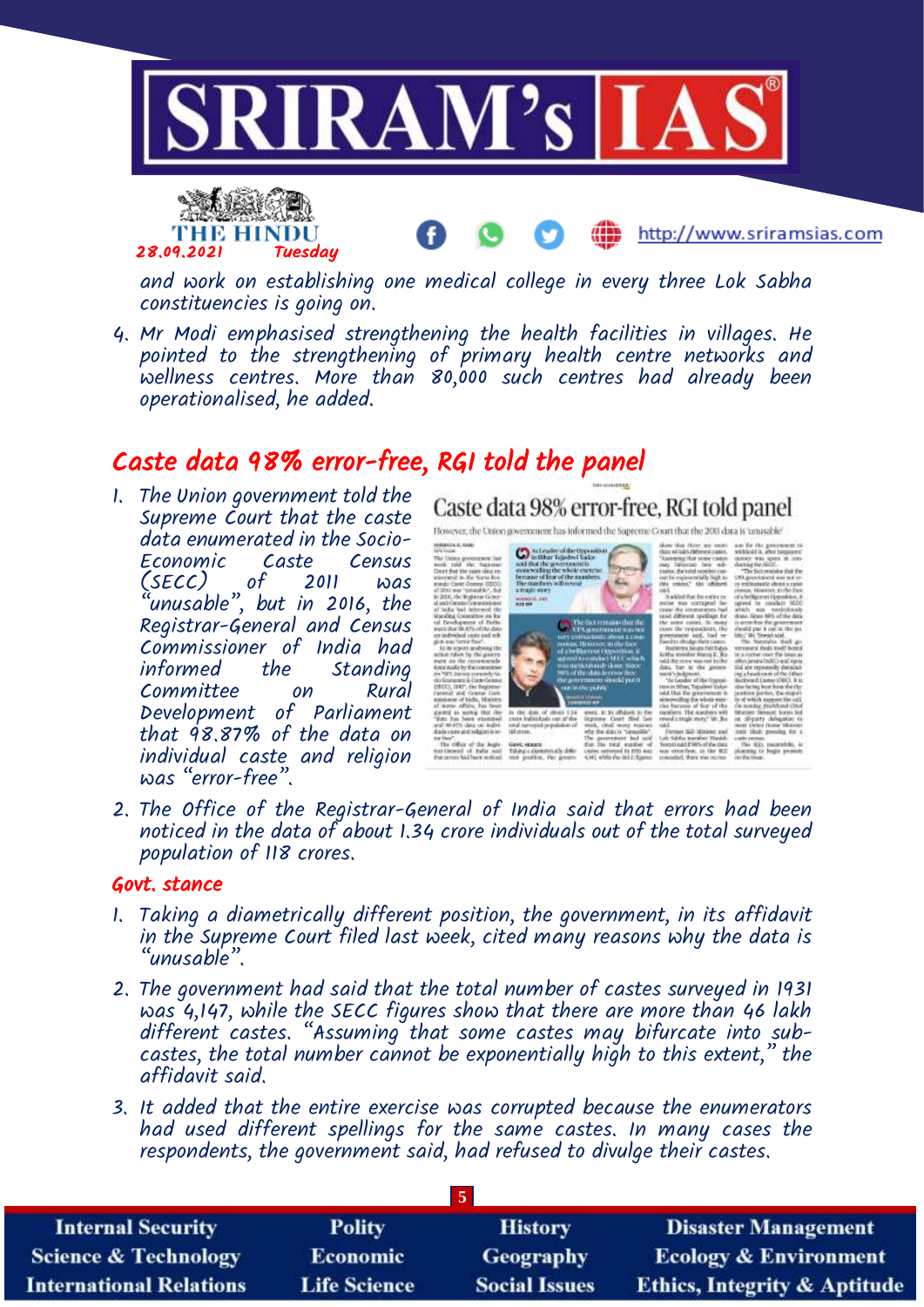and work on establishing one medical college in every three Lok Sabha constituencies is going on.

4. Mr Modi emphasised strengthening the health facilities in villages. He pointed to the strengthening of primary health centre networks and wellness centres. More than 80,000 such centres had already been operationalised, he added.

## Caste data 98% error-free, RGI told the panel

1. The Union government told the Supreme Court that the caste data enumerated in the Socio-Economic Caste Census (SECC) of 2011 was "unusable", but in 2016, the Registrar-General and Census Commissioner of India had informed the Standing Committee on Rural Development of Parliament that 98.87% of the data on individual caste and religion was "error-free".

2. The Office of the Registrar-General of India said that errors had been noticed in the data of about 1.34 crore individuals out of the total surveyed population of 118 crores.

### Govt. stance

1. Taking a diametrically different position, the government, in its affidavit in the Supreme Court filed last week, cited many reasons why the data is "unusable".

2. The government had said that the total number of castes surveyed in 1931 was 4,147, while the SECC figures show that there are more than 46 lakh different castes. "Assuming that some castes may bifurcate into sub-castes, the total number cannot be exponentially high to this extent," the affidavit said.

3. It added that the entire exercise was corrupted because the enumerators had used different spellings for the same castes. In many cases the respondents, the government said, had refused to divulge their castes.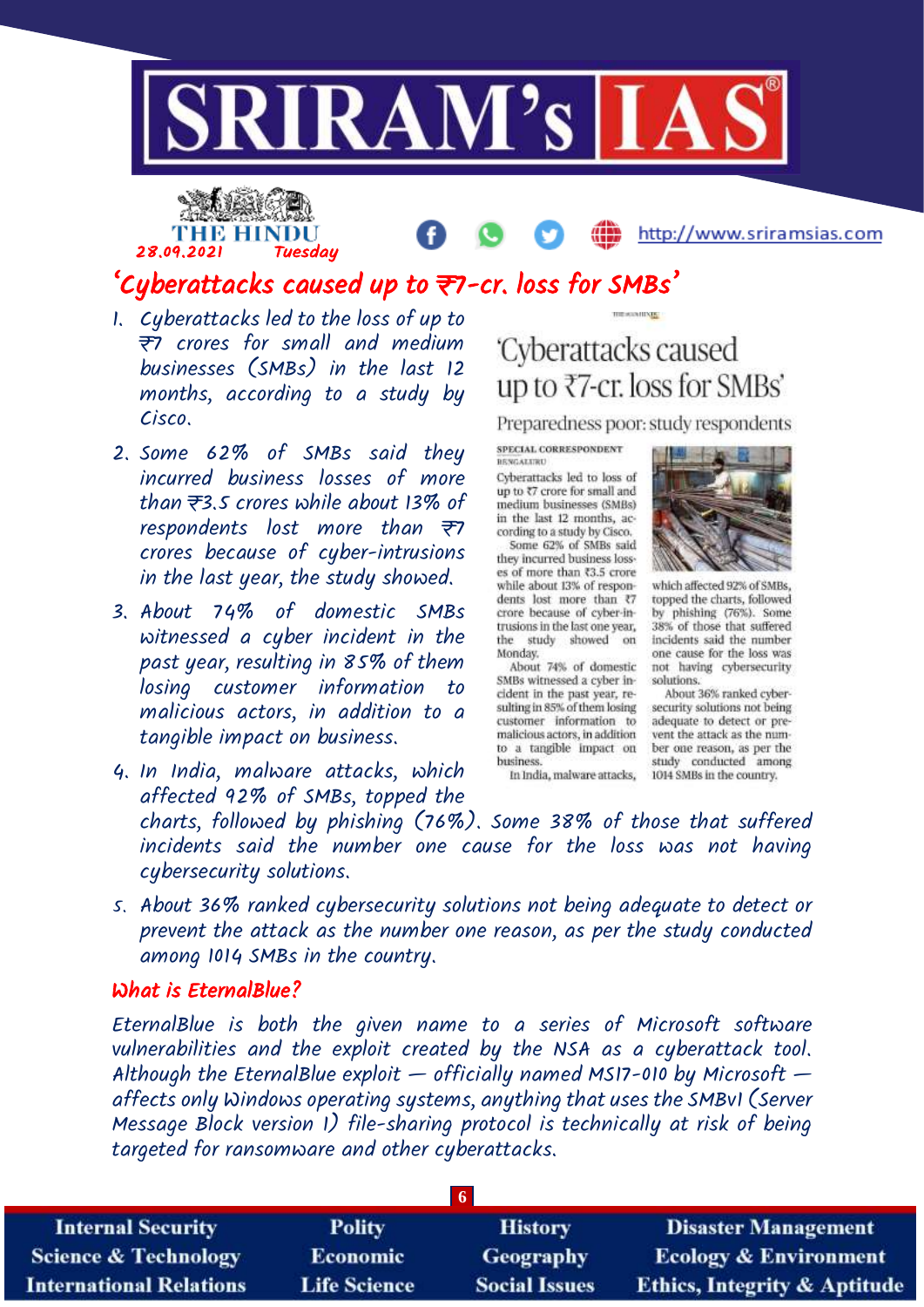# 'Cyberattacks caused up to ₹7-cr. loss for SMBs'

1. Cyberattacks led to the loss of up to ₹7 crores for small and medium businesses (SMBs) in the last 12 months, according to a study by Cisco.
2. Some 62% of SMBs said they incurred business losses of more than ₹3.5 crores while about 13% of respondents lost more than ₹7 crores because of cyber-intrusions in the last year, the study showed.
3. About 74% of domestic SMBs witnessed a cyber incident in the past year, resulting in 85% of them losing customer information to malicious actors, in addition to a tangible impact on business.
4. In India, malware attacks, which affected 92% of SMBs, topped the charts, followed by phishing (76%). Some 38% of those that suffered incidents said the number one cause for the loss was not having cybersecurity solutions.
5. About 36% ranked cybersecurity solutions not being adequate to detect or prevent the attack as the number one reason, as per the study conducted among 1014 SMBs in the country.

'Cyberattacks caused up to ₹7-cr. loss for SMBs'

Preparedness poor: study respondents

SPECIAL CORRESPONDENT
BENGALURU

Cyberattacks led to loss of up to ₹7 crore for small and medium businesses (SMBs) in the last 12 months, according to a study by Cisco.

Some 62% of SMBs said they incurred business losses of more than ₹3.5 crore while about 13% of respondents lost more than ₹7 crore because of cyber-intrusions in the last one year, the study showed on Monday.

About 74% of domestic SMBs witnessed a cyber incident in the past year, resulting in 85% of them losing customer information to malicious actors, in addition to a tangible impact on business.

In India, malware attacks, which affected 92% of SMBs, topped the charts, followed by phishing (76%). Some 38% of those that suffered incidents said the number one cause for the loss was not having cybersecurity solutions.

About 36% ranked cybersecurity solutions not being adequate to detect or prevent the attack as the number one reason, as per the study conducted among 1014 SMBs in the country.

## What is EternalBlue?

EternalBlue is both the given name to a series of Microsoft software vulnerabilities and the exploit created by the NSA as a cyberattack tool. Although the EternalBlue exploit — officially named MS17-010 by Microsoft — affects only Windows operating systems, anything that uses the SMBv1 (Server Message Block version 1) file-sharing protocol is technically at risk of being targeted for ransomware and other cyberattacks.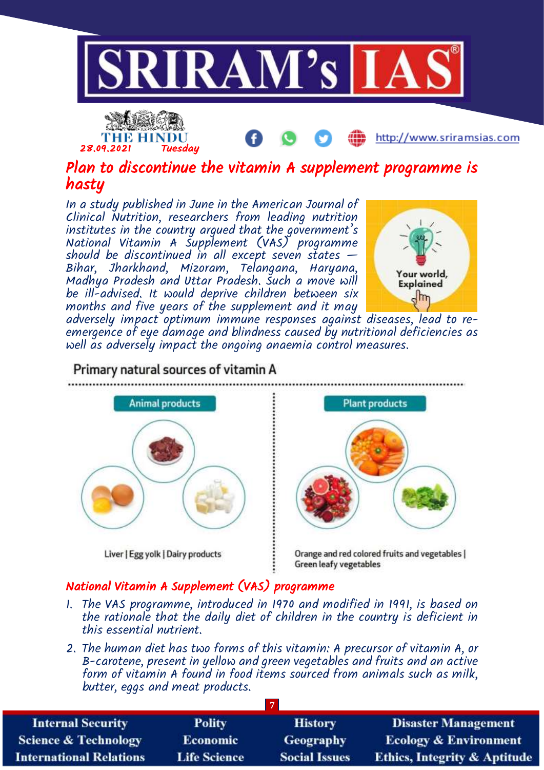THE HINDU
28.09.2021 Tuesday

# Plan to discontinue the vitamin A supplement programme is hasty

*In a study published in June in the American Journal of Clinical Nutrition, researchers from leading nutrition institutes in the country argued that the government's National Vitamin A Supplement (VAS) programme should be discontinued in all except seven states — Bihar, Jharkhand, Mizoram, Telangana, Haryana, Madhya Pradesh and Uttar Pradesh. Such a move will be ill-advised. It would deprive children between six months and five years of the supplement and it may adversely impact optimum immune responses against diseases, lead to re-emergence of eye damage and blindness caused by nutritional deficiencies as well as adversely impact the ongoing anaemia control measures.*

Your world, Explained

## Primary natural sources of vitamin A

**Animal products**

Liver | Egg yolk | Dairy products

**Plant products**

Orange and red colored fruits and vegetables | Green leafy vegetables

## National Vitamin A Supplement (VAS) programme

1. *The VAS programme, introduced in 1970 and modified in 1991, is based on the rationale that the daily diet of children in the country is deficient in this essential nutrient.*
2. *The human diet has two forms of this vitamin: A precursor of vitamin A, or B-carotene, present in yellow and green vegetables and fruits and an active form of vitamin A found in food items sourced from animals such as milk, butter, eggs and meat products.*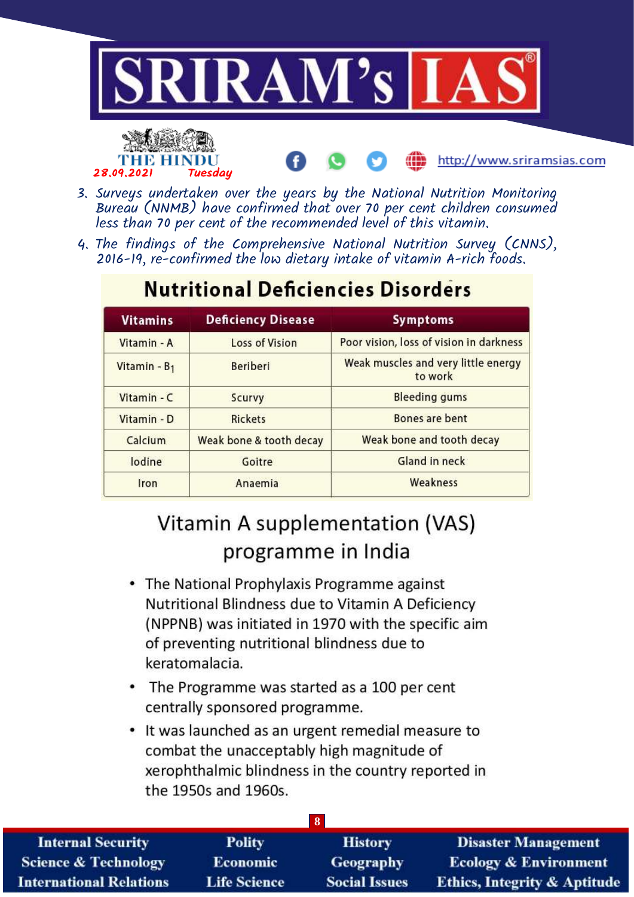3. Surveys undertaken over the years by the National Nutrition Monitoring Bureau (NNMB) have confirmed that over 70 per cent children consumed less than 70 per cent of the recommended level of this vitamin.
4. The findings of the Comprehensive National Nutrition Survey (CNNS), 2016-19, re-confirmed the low dietary intake of vitamin A-rich foods.

## Nutritional Deficiencies Disorders

| Vitamins | Deficiency Disease | Symptoms |
|---|---|---|
| Vitamin - A | Loss of Vision | Poor vision, loss of vision in darkness |
| Vitamin - $B_1$ | Beriberi | Weak muscles and very little energy to work |
| Vitamin - C | Scurvy | Bleeding gums |
| Vitamin - D | Rickets | Bones are bent |
| Calcium | Weak bone & tooth decay | Weak bone and tooth decay |
| Iodine | Goitre | Gland in neck |
| Iron | Anaemia | Weakness |

## Vitamin A supplementation (VAS) programme in India

- The National Prophylaxis Programme against Nutritional Blindness due to Vitamin A Deficiency (NPPNB) was initiated in 1970 with the specific aim of preventing nutritional blindness due to keratomalacia.
- The Programme was started as a 100 per cent centrally sponsored programme.
- It was launched as an urgent remedial measure to combat the unacceptably high magnitude of xerophthalmic blindness in the country reported in the 1950s and 1960s.